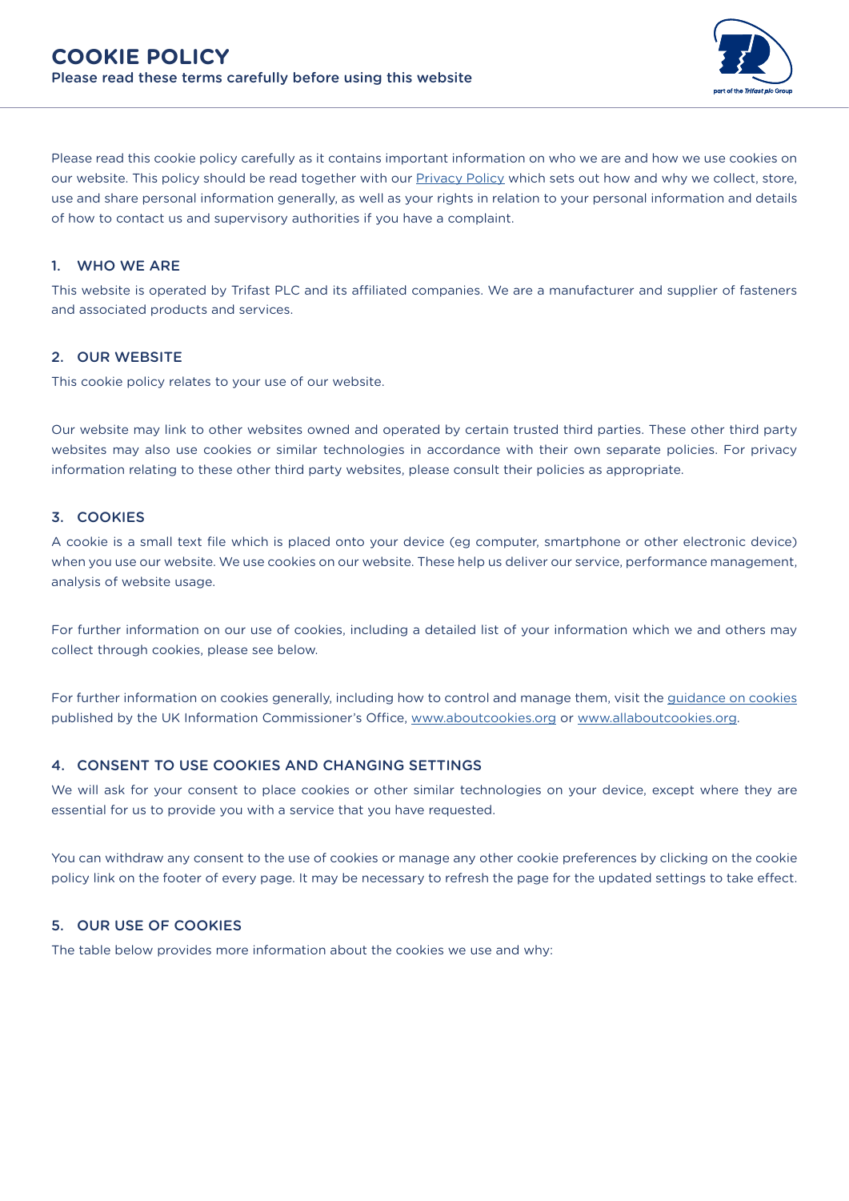# COOKIE POLICY

Please read these terms carefully before using this website

Please read this cookie policy carefully as it contains important information on who we are and how we use cookies on our website. This policy should be read together with our Privacy Policy which sets out how and why we collect, store, use and share personal information generally, as well as your rights in relation to your personal information and details of how to contact us and supervisory authorities if you have a complaint.

## 1. WHO WE ARE

This website is operated by Trifast PLC and its affiliated companies. We are a manufacturer and supplier of fasteners and associated products and services.

## 2. OUR WEBSITE

This cookie policy relates to your use of our website.

Our website may link to other websites owned and operated by certain trusted third parties. These other third party websites may also use cookies or similar technologies in accordance with their own separate policies. For privacy information relating to these other third party websites, please consult their policies as appropriate.

## 3. COOKIES

A cookie is a small text file which is placed onto your device (eg computer, smartphone or other electronic device) when you use our website. We use cookies on our website. These help us deliver our service, performance management, analysis of website usage.

For further information on our use of cookies, including a detailed list of your information which we and others may collect through cookies, please see below.

For further information on cookies generally, including how to control and manage them, visit the guidance on cookies published by the UK Information Commissioner's Office, www.aboutcookies.org or www.allaboutcookies.org.

## 4. CONSENT TO USE COOKIES AND CHANGING SETTINGS

We will ask for your consent to place cookies or other similar technologies on your device, except where they are essential for us to provide you with a service that you have requested.

You can withdraw any consent to the use of cookies or manage any other cookie preferences by clicking on the cookie policy link on the footer of every page. It may be necessary to refresh the page for the updated settings to take effect.

## 5. OUR USE OF COOKIES

The table below provides more information about the cookies we use and why: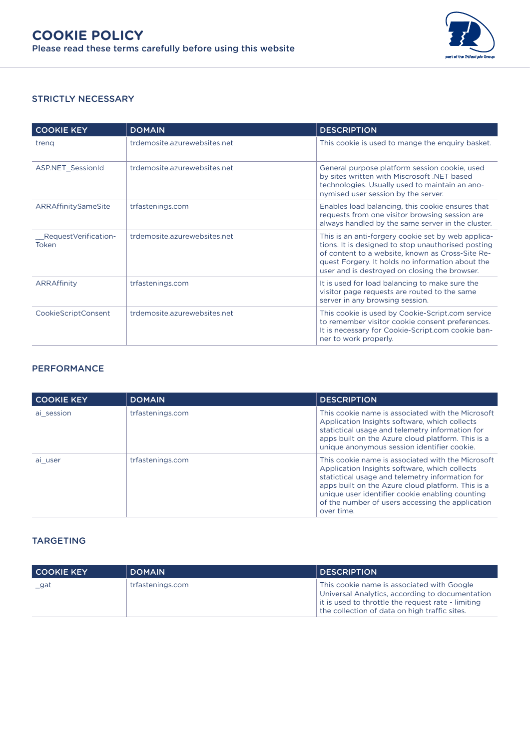# COOKIE POLICY

Please read these terms carefully before using this website

## STRICTLY NECESSARY

| COOKIE KEY | DOMAIN | DESCRIPTION |
|---|---|---|
| treng | trdemosite.azurewebsites.net | This cookie is used to mange the enquiry basket. |
| ASP.NET_SessionId | trdemosite.azurewebsites.net | General purpose platform session cookie, used by sites written with Miscrosoft .NET based technologies. Usually used to maintain an anonymised user session by the server. |
| ARRAffinitySameSite | trfastenings.com | Enables load balancing, this cookie ensures that requests from one visitor browsing session are always handled by the same server in the cluster. |
| __RequestVerificationToken | trdemosite.azurewebsites.net | This is an anti-forgery cookie set by web applications. It is designed to stop unauthorised posting of content to a website, known as Cross-Site Request Forgery. It holds no information about the user and is destroyed on closing the browser. |
| ARRAffinity | trfastenings.com | It is used for load balancing to make sure the visitor page requests are routed to the same server in any browsing session. |
| CookieScriptConsent | trdemosite.azurewebsites.net | This cookie is used by Cookie-Script.com service to remember visitor cookie consent preferences. It is necessary for Cookie-Script.com cookie banner to work properly. |

## PERFORMANCE

| COOKIE KEY | DOMAIN | DESCRIPTION |
|---|---|---|
| ai_session | trfastenings.com | This cookie name is associated with the Microsoft Application Insights software, which collects statictical usage and telemetry information for apps built on the Azure cloud platform. This is a unique anonymous session identifier cookie. |
| ai_user | trfastenings.com | This cookie name is associated with the Microsoft Application Insights software, which collects statictical usage and telemetry information for apps built on the Azure cloud platform. This is a unique user identifier cookie enabling counting of the number of users accessing the application over time. |

## TARGETING

| COOKIE KEY | DOMAIN | DESCRIPTION |
|---|---|---|
| _gat | trfastenings.com | This cookie name is associated with Google Universal Analytics, according to documentation it is used to throttle the request rate - limiting the collection of data on high traffic sites. |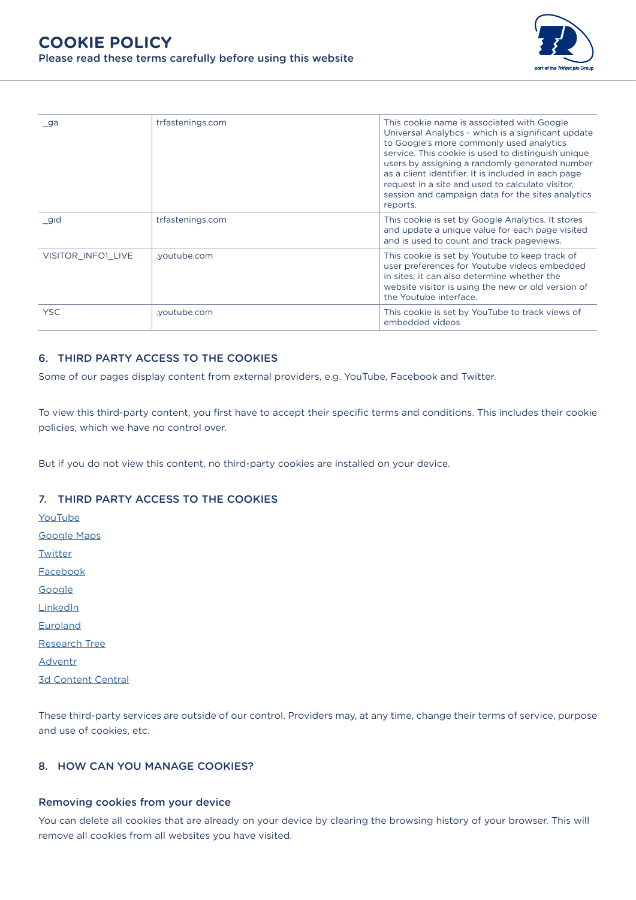| _ga | trfastenings.com | This cookie name is associated with Google Universal Analytics - which is a significant update to Google's more commonly used analytics service. This cookie is used to distinguish unique users by assigning a randomly generated number as a client identifier. It is included in each page request in a site and used to calculate visitor, session and campaign data for the sites analytics reports. |
|---|---|---|
| _gid | trfastenings.com | This cookie is set by Google Analytics. It stores and update a unique value for each page visited and is used to count and track pageviews. |
| VISITOR_INFO1_LIVE | .youtube.com | This cookie is set by Youtube to keep track of user preferences for Youtube videos embedded in sites; it can also determine whether the website visitor is using the new or old version of the Youtube interface. |
| YSC | .youtube.com | This cookie is set by YouTube to track views of embedded videos |

### 6. THIRD PARTY ACCESS TO THE COOKIES

Some of our pages display content from external providers, e.g. YouTube, Facebook and Twitter.

To view this third-party content, you first have to accept their specific terms and conditions. This includes their cookie policies, which we have no control over.

But if you do not view this content, no third-party cookies are installed on your device.

### 7. THIRD PARTY ACCESS TO THE COOKIES

YouTube

Google Maps

Twitter

Facebook

Google

LinkedIn

Euroland

Research Tree

Adventr

3d Content Central

These third-party services are outside of our control. Providers may, at any time, change their terms of service, purpose and use of cookies, etc.

### 8. HOW CAN YOU MANAGE COOKIES?

#### Removing cookies from your device

You can delete all cookies that are already on your device by clearing the browsing history of your browser. This will remove all cookies from all websites you have visited.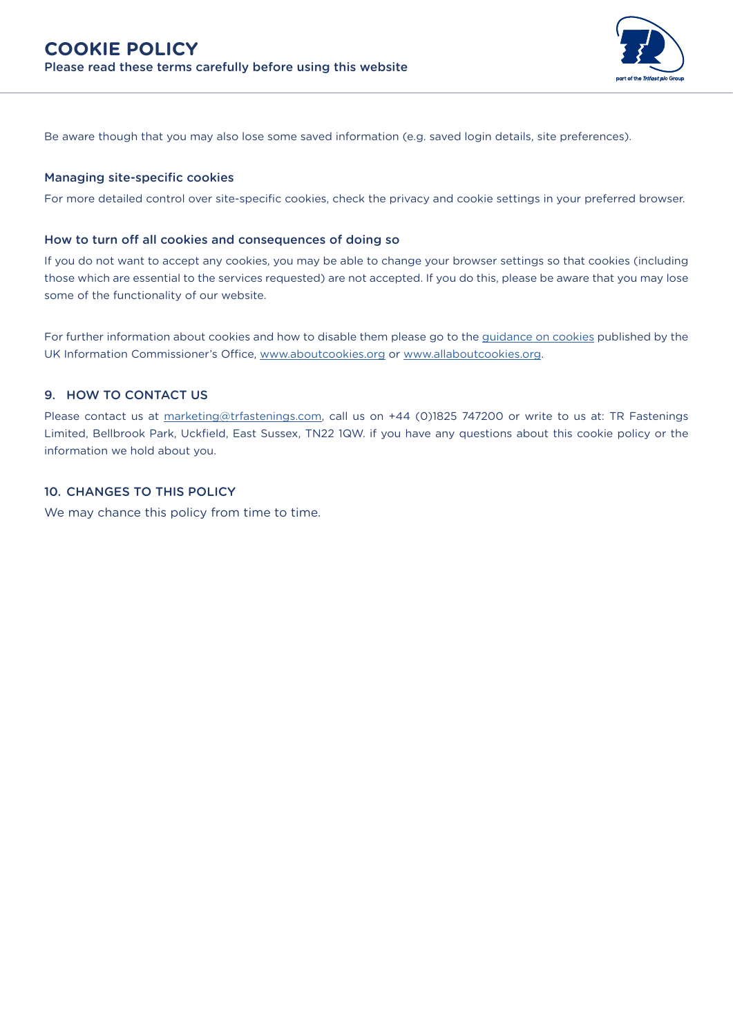Be aware though that you may also lose some saved information (e.g. saved login details, site preferences).

### Managing site-specific cookies

For more detailed control over site-specific cookies, check the privacy and cookie settings in your preferred browser.

### How to turn off all cookies and consequences of doing so

If you do not want to accept any cookies, you may be able to change your browser settings so that cookies (including those which are essential to the services requested) are not accepted. If you do this, please be aware that you may lose some of the functionality of our website.

For further information about cookies and how to disable them please go to the guidance on cookies published by the UK Information Commissioner's Office, www.aboutcookies.org or www.allaboutcookies.org.

## 9. HOW TO CONTACT US

Please contact us at marketing@trfastenings.com, call us on +44 (0)1825 747200 or write to us at: TR Fastenings Limited, Bellbrook Park, Uckfield, East Sussex, TN22 1QW. if you have any questions about this cookie policy or the information we hold about you.

## 10. CHANGES TO THIS POLICY

We may chance this policy from time to time.